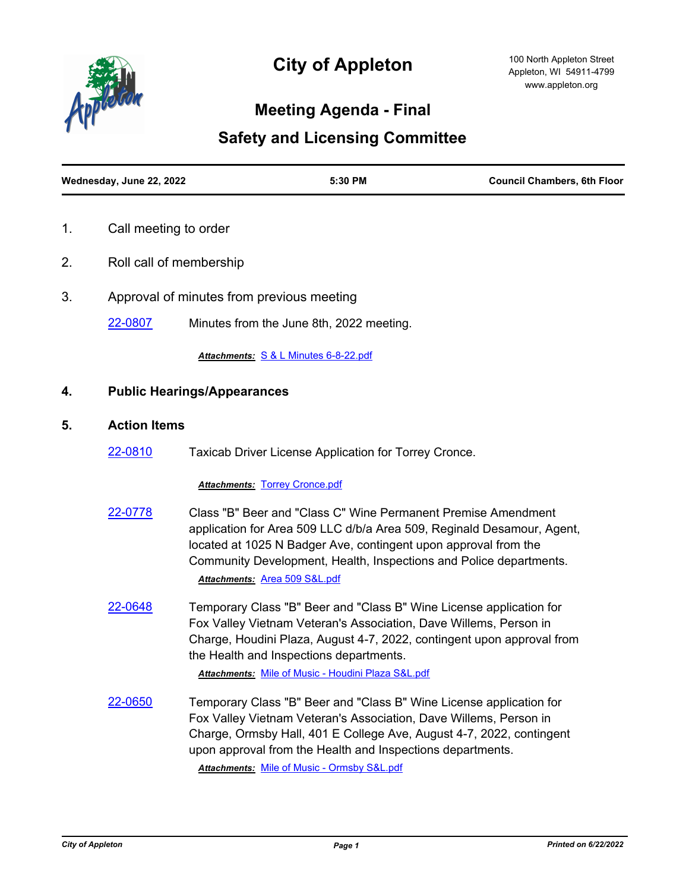# City of Appleton

100 North Appleton Street
Appleton, WI 54911-4799
www.appleton.org

## Meeting Agenda - Final

## Safety and Licensing Committee

| Wednesday, June 22, 2022 | 5:30 PM | Council Chambers, 6th Floor |
|---|---|---|

1. Call meeting to order

2. Roll call of membership

3. Approval of minutes from previous meeting

   22-0807 Minutes from the June 8th, 2022 meeting.

   ***Attachments:*** S & L Minutes 6-8-22.pdf

**4. Public Hearings/Appearances**

**5. Action Items**

22-0810 Taxicab Driver License Application for Torrey Cronce.

***Attachments:*** Torrey Cronce.pdf

22-0778 Class "B" Beer and "Class C" Wine Permanent Premise Amendment application for Area 509 LLC d/b/a Area 509, Reginald Desamour, Agent, located at 1025 N Badger Ave, contingent upon approval from the Community Development, Health, Inspections and Police departments.

***Attachments:*** Area 509 S&L.pdf

22-0648 Temporary Class "B" Beer and "Class B" Wine License application for Fox Valley Vietnam Veteran's Association, Dave Willems, Person in Charge, Houdini Plaza, August 4-7, 2022, contingent upon approval from the Health and Inspections departments.

***Attachments:*** Mile of Music - Houdini Plaza S&L.pdf

22-0650 Temporary Class "B" Beer and "Class B" Wine License application for Fox Valley Vietnam Veteran's Association, Dave Willems, Person in Charge, Ormsby Hall, 401 E College Ave, August 4-7, 2022, contingent upon approval from the Health and Inspections departments.

***Attachments:*** Mile of Music - Ormsby S&L.pdf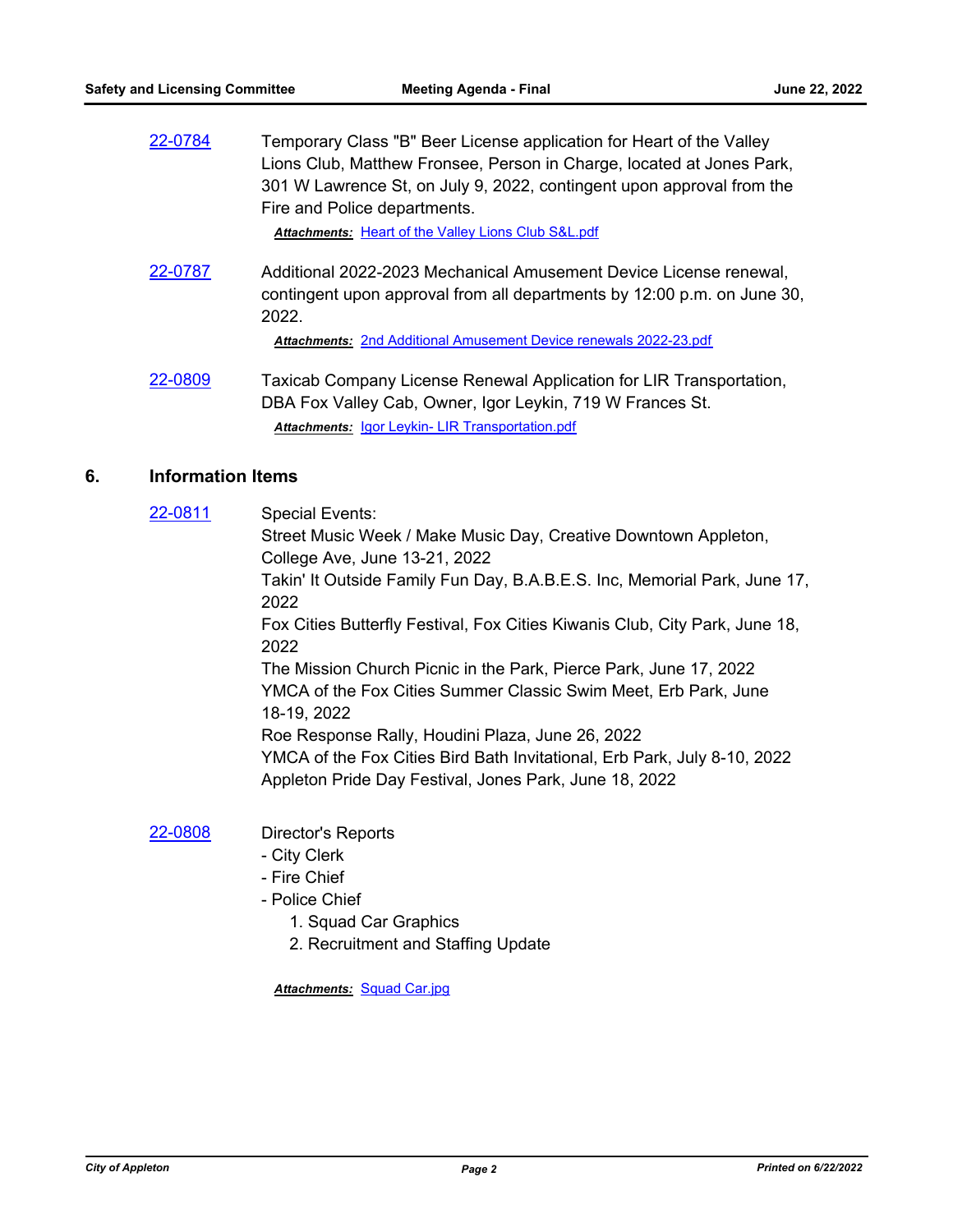22-0784 Temporary Class "B" Beer License application for Heart of the Valley Lions Club, Matthew Fronsee, Person in Charge, located at Jones Park, 301 W Lawrence St, on July 9, 2022, contingent upon approval from the Fire and Police departments.

***Attachments:*** Heart of the Valley Lions Club S&L.pdf

22-0787 Additional 2022-2023 Mechanical Amusement Device License renewal, contingent upon approval from all departments by 12:00 p.m. on June 30, 2022.

***Attachments:*** 2nd Additional Amusement Device renewals 2022-23.pdf

22-0809 Taxicab Company License Renewal Application for LIR Transportation, DBA Fox Valley Cab, Owner, Igor Leykin, 719 W Frances St.

***Attachments:*** Igor Leykin- LIR Transportation.pdf

## 6. Information Items

22-0811 Special Events:

Street Music Week / Make Music Day, Creative Downtown Appleton, College Ave, June 13-21, 2022
Takin' It Outside Family Fun Day, B.A.B.E.S. Inc, Memorial Park, June 17, 2022
Fox Cities Butterfly Festival, Fox Cities Kiwanis Club, City Park, June 18, 2022
The Mission Church Picnic in the Park, Pierce Park, June 17, 2022
YMCA of the Fox Cities Summer Classic Swim Meet, Erb Park, June 18-19, 2022
Roe Response Rally, Houdini Plaza, June 26, 2022
YMCA of the Fox Cities Bird Bath Invitational, Erb Park, July 8-10, 2022
Appleton Pride Day Festival, Jones Park, June 18, 2022

22-0808 Director's Reports

- City Clerk
- Fire Chief
- Police Chief
    1. Squad Car Graphics
    2. Recruitment and Staffing Update

***Attachments:*** Squad Car.jpg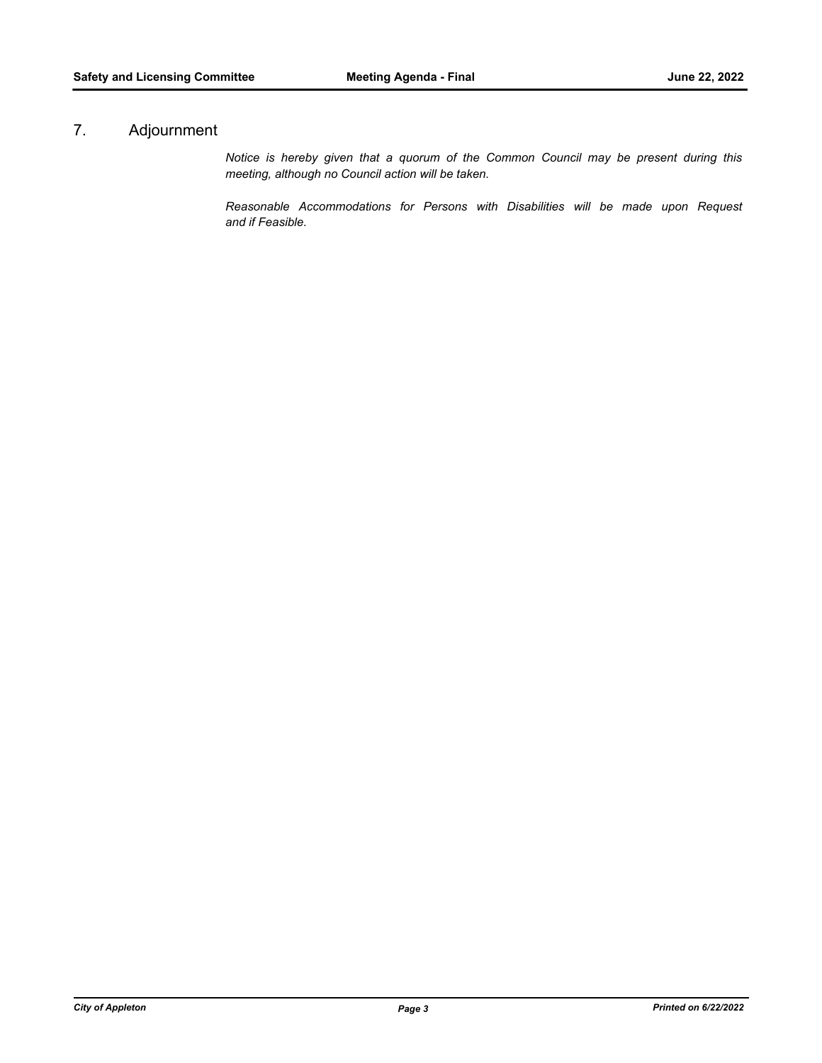## 7. Adjournment

*Notice is hereby given that a quorum of the Common Council may be present during this meeting, although no Council action will be taken.*

*Reasonable Accommodations for Persons with Disabilities will be made upon Request and if Feasible.*